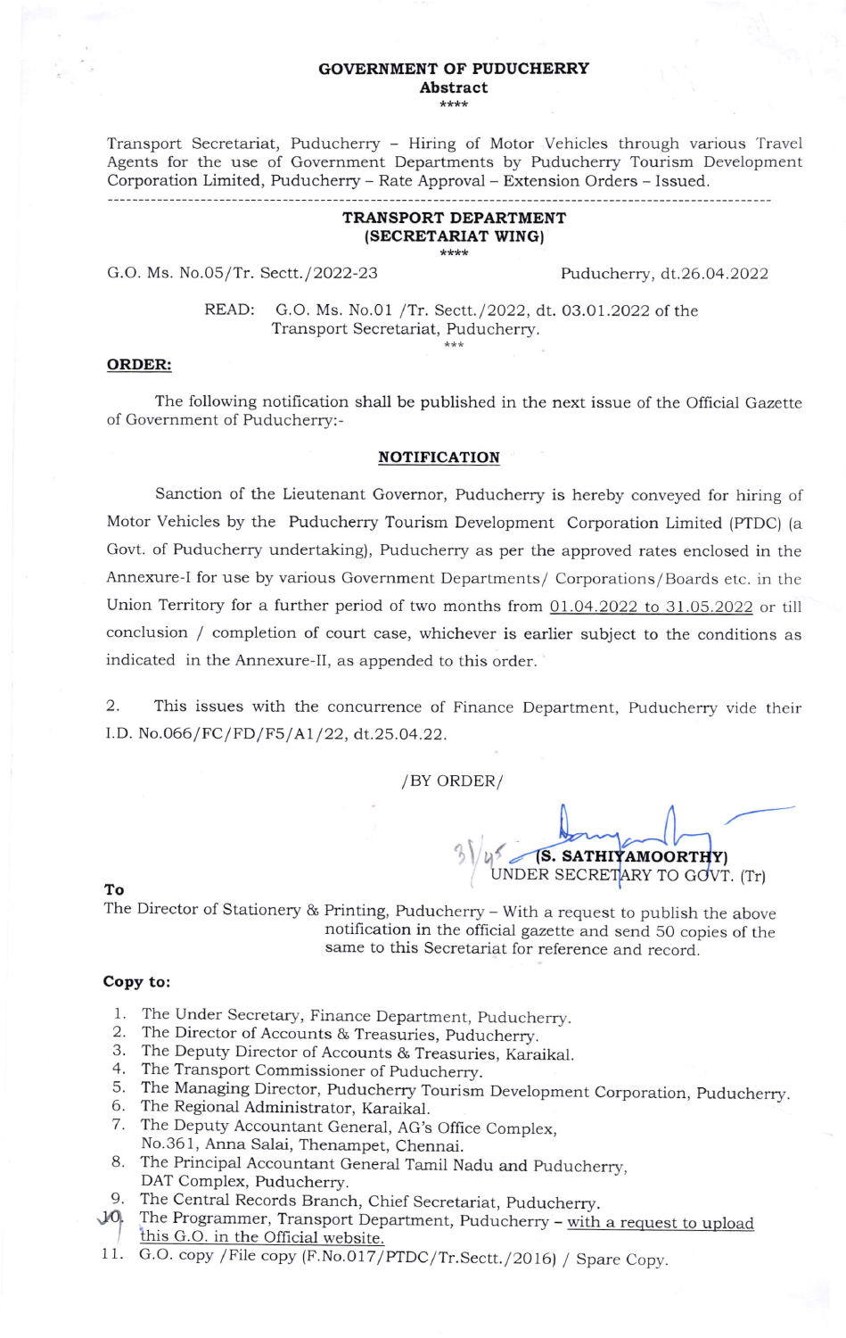**GOVERNMENT OF PUDUCHERRY**
**Abstract**
\*\*\*\*

Transport Secretariat, Puducherry – Hiring of Motor Vehicles through various Travel Agents for the use of Government Departments by Puducherry Tourism Development Corporation Limited, Puducherry – Rate Approval – Extension Orders – Issued.

---

**TRANSPORT DEPARTMENT**
**(SECRETARIAT WING)**
\*\*\*\*

G.O. Ms. No.05/Tr. Sectt./2022-23 Puducherry, dt.26.04.2022

READ: G.O. Ms. No.01 /Tr. Sectt./2022, dt. 03.01.2022 of the Transport Secretariat, Puducherry.
\*\*\*

**ORDER:**

The following notification shall be published in the next issue of the Official Gazette of Government of Puducherry:-

**NOTIFICATION**

Sanction of the Lieutenant Governor, Puducherry is hereby conveyed for hiring of Motor Vehicles by the Puducherry Tourism Development Corporation Limited (PTDC) (a Govt. of Puducherry undertaking), Puducherry as per the approved rates enclosed in the Annexure-I for use by various Government Departments/ Corporations/Boards etc. in the Union Territory for a further period of two months from 01.04.2022 to 31.05.2022 or till conclusion / completion of court case, whichever is earlier subject to the conditions as indicated in the Annexure-II, as appended to this order.

2. This issues with the concurrence of Finance Department, Puducherry vide their I.D. No.066/FC/FD/F5/A1/22, dt.25.04.22.

/BY ORDER/

(S. SATHIYAMOORTHY)
UNDER SECRETARY TO GOVT. (Tr)

**To**

The Director of Stationery & Printing, Puducherry – With a request to publish the above notification in the official gazette and send 50 copies of the same to this Secretariat for reference and record.

**Copy to:**

1. The Under Secretary, Finance Department, Puducherry.
2. The Director of Accounts & Treasuries, Puducherry.
3. The Deputy Director of Accounts & Treasuries, Karaikal.
4. The Transport Commissioner of Puducherry.
5. The Managing Director, Puducherry Tourism Development Corporation, Puducherry.
6. The Regional Administrator, Karaikal.
7. The Deputy Accountant General, AG's Office Complex, No.361, Anna Salai, Thenampet, Chennai.
8. The Principal Accountant General Tamil Nadu and Puducherry, DAT Complex, Puducherry.
9. The Central Records Branch, Chief Secretariat, Puducherry.
10. The Programmer, Transport Department, Puducherry – with a request to upload this G.O. in the Official website.
11. G.O. copy /File copy (F.No.017/PTDC/Tr.Sectt./2016) / Spare Copy.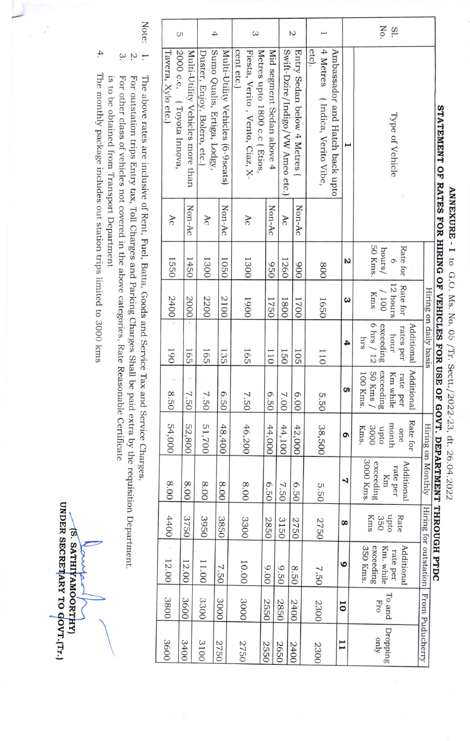**ANNEXURE - I** to G.O. Ms. No. 05 /Tr. Sectt./2022-23, dt. 26.04.2022

**STATEMENT OF RATES FOR HIRING OF VEHICLES FOR USE OF GOVT. DEPARTMENT THROUGH PTDC**

| Sl. No. | Type of Vehicle | | Hiring on daily basis | | | | Hiring on Monthly | | Hiring for outstation | | From Puducherry | |
|---|---|---|---|---|---|---|---|---|---|---|---|---|
| | | | Rate for 6 hours/ 50 Kms. | Rate for 12 hours / 100 Kms | Additional rates per hour exceeding 6 hrs / 12 hrs | Additional rate per Km while exceeding 50 Kms / 100 Kms. | Rate for one month upto 3000 Kms. | Additional rate per Km exceeding 3000 Kms. | Rate upto 350 Kms | Additional rate per Km. while exceeding 350 Kms. | To and Fro | Dropping only |
| | 1 | | 2 | 3 | 4 | 5 | 6 | 7 | 8 | 9 | 10 | 11 |
| 1 | Ambassador and Hatch back upto 4 Metres ( Indica, Verito Vibe, etc). | | 800 | 1650 | 110 | 5.50 | 38,500 | 5.50 | 2750 | 7.50 | 2300 | 2300 |
| 2 | Entry Sedan below 4 Metres ( Swift-Dzire/Indigo/VW Ameo etc.) | Non-Ac | 900 | 1700 | 105 | 6.00 | 42,000 | 6.50 | 2750 | 8.50 | 2400 | 2400 |
| | | Ac | 1260 | 1800 | 150 | 7.00 | 44,100 | 7.50 | 3150 | 9.50 | 2850 | 2650 |
| 3 | Mid segment Sedan above 4 Metres upto 1800 c.c ( Etios, Fiesta, Verito , Vento, Ciaz, X-cent etc.) | Non-Ac | 950 | 1750 | 110 | 6.50 | 44,000 | 6.50 | 2850 | 9.00 | 2550 | 2550 |
| | | Ac | 1300 | 1900 | 165 | 7.50 | 46,200 | 8.00 | 3300 | 10.00 | 3000 | 2750 |
| 4 | Multi-Utility Vehicles (6-9seats) Sumo Qualis, Ertiga, Lodgy, Duster, Enjoy, Bolero, etc.) | Non-Ac | 1050 | 2100 | 135 | 6.50 | 48,400 | 8.00 | 3850 | 7.50 | 3000 | 2750 |
| | | Ac | 1300 | 2200 | 165 | 7.50 | 51,700 | 8.00 | 3950 | 11.00 | 3300 | 3100 |
| 5 | Multi-Utility Vehicles more than 2000 c.c. ( Toyota Innova, Tavera, Xylo etc.) | Non-Ac | 1450 | 2000 | 165 | 7.50 | 52,800 | 8.00 | 3750 | 12.00 | 3600 | 3400 |
| | | Ac | 1550 | 2400 | 190 | 8.50 | 54,000 | 8.00 | 4400 | 12.00 | 3800 | 3600 |

Note:
1. The above rates are inclusive of Rent, Fuel, Batta, Goods and Service Tax and Service Charges.
2. For outstation trips Entry tax, Toll Charges and Parking Charges Shall be paid extra by the requisition Department.
3. For other class of vehicles not covered in the above categories, Rate Reasonable Certificate is to be obtained from Transport Department
4. The monthly package includes out station trips limited to 3000 kms

(S. SATHIYAMOORTHY)
UNDER SECRETARY TO GOVT.(Tr.)